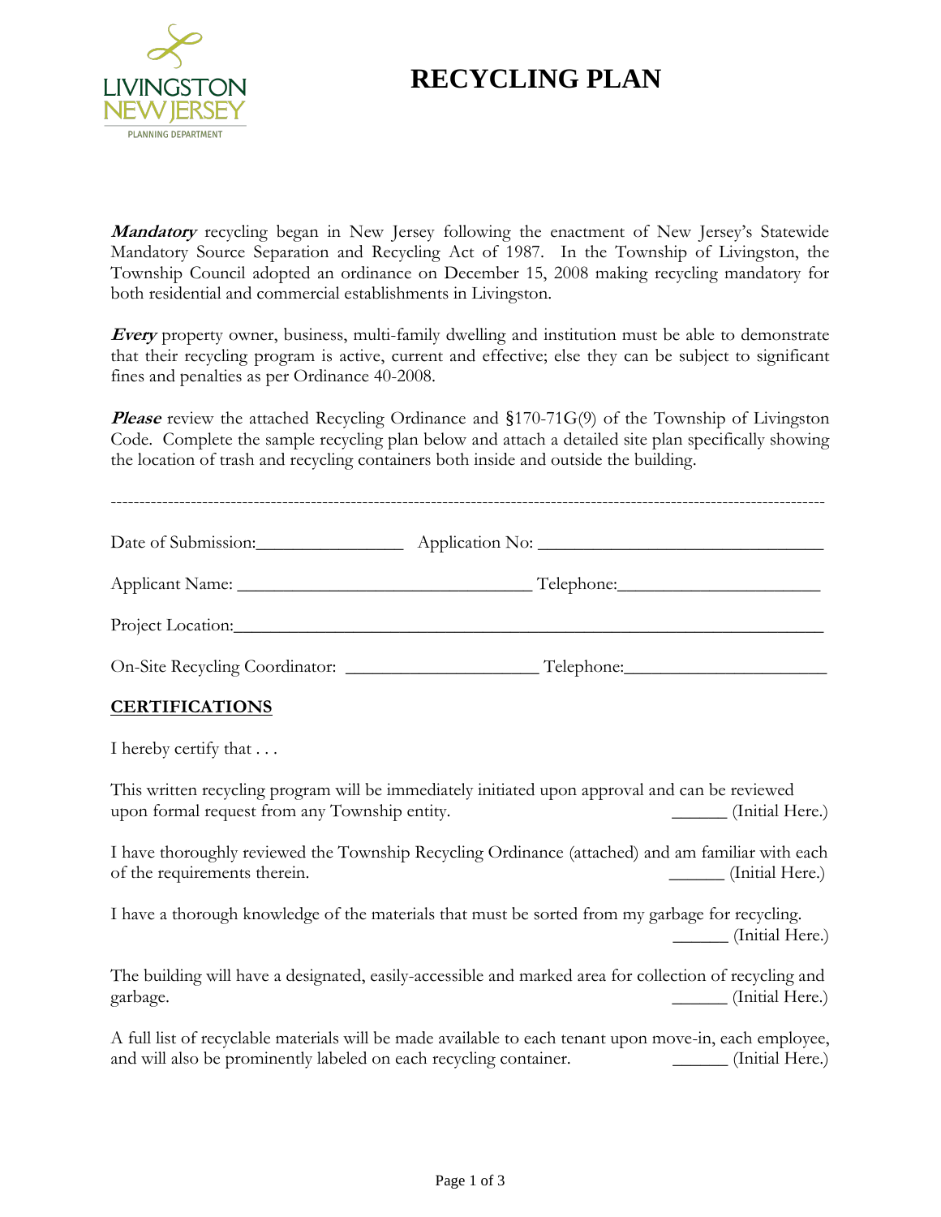LIVINGSTON NEW JERSEY
PLANNING DEPARTMENT

# RECYCLING PLAN

***Mandatory*** recycling began in New Jersey following the enactment of New Jersey's Statewide Mandatory Source Separation and Recycling Act of 1987. In the Township of Livingston, the Township Council adopted an ordinance on December 15, 2008 making recycling mandatory for both residential and commercial establishments in Livingston.

***Every*** property owner, business, multi-family dwelling and institution must be able to demonstrate that their recycling program is active, current and effective; else they can be subject to significant fines and penalties as per Ordinance 40-2008.

***Please*** review the attached Recycling Ordinance and §170-71G(9) of the Township of Livingston Code. Complete the sample recycling plan below and attach a detailed site plan specifically showing the location of trash and recycling containers both inside and outside the building.

---

Date of Submission:________________ Application No: ________________________________

Applicant Name: ________________________________ Telephone:______________________

Project Location:__________________________________________________________________

On-Site Recycling Coordinator: _____________________ Telephone:______________________

## CERTIFICATIONS

I hereby certify that . . .

This written recycling program will be immediately initiated upon approval and can be reviewed upon formal request from any Township entity. ______ (Initial Here.)

I have thoroughly reviewed the Township Recycling Ordinance (attached) and am familiar with each of the requirements therein. ______ (Initial Here.)

I have a thorough knowledge of the materials that must be sorted from my garbage for recycling. ______ (Initial Here.)

The building will have a designated, easily-accessible and marked area for collection of recycling and garbage. ______ (Initial Here.)

A full list of recyclable materials will be made available to each tenant upon move-in, each employee, and will also be prominently labeled on each recycling container. ______ (Initial Here.)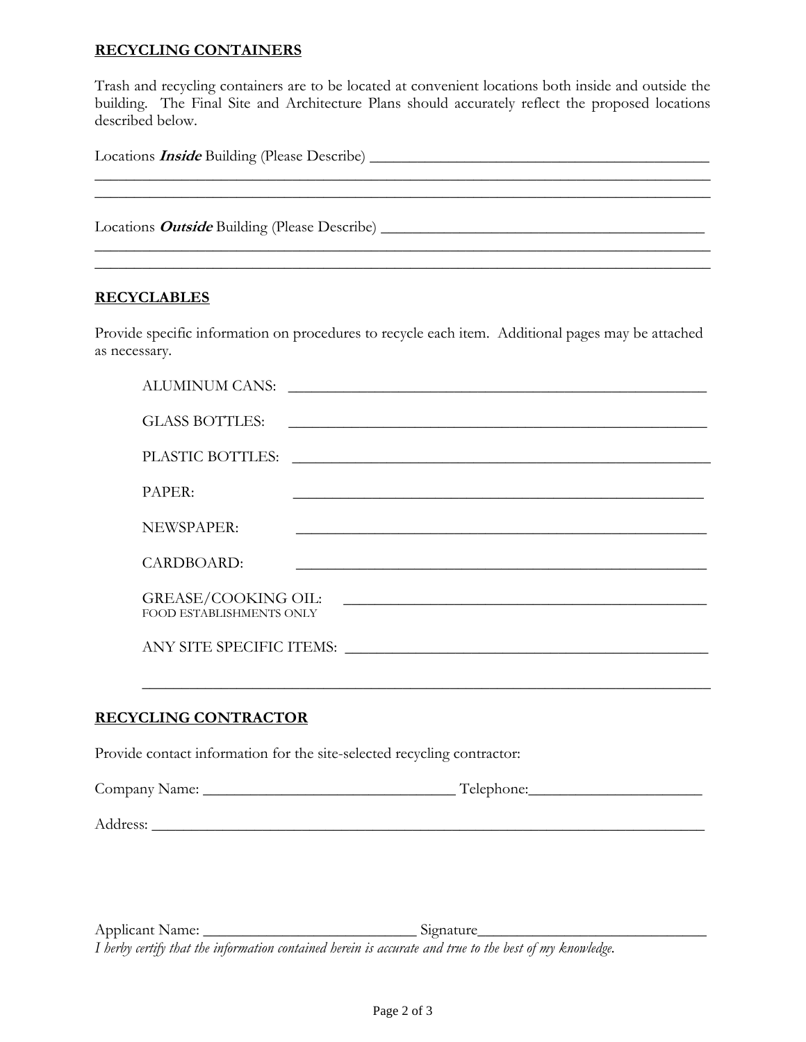**RECYCLING CONTAINERS**

Trash and recycling containers are to be located at convenient locations both inside and outside the building. The Final Site and Architecture Plans should accurately reflect the proposed locations described below.

Locations ***Inside*** Building (Please Describe) ____________________________________________
________________________________________________________________________________
________________________________________________________________________________

Locations ***Outside*** Building (Please Describe) ___________________________________________
________________________________________________________________________________
________________________________________________________________________________

**RECYCLABLES**

Provide specific information on procedures to recycle each item. Additional pages may be attached as necessary.

ALUMINUM CANS: ______________________________________________________

GLASS BOTTLES: ______________________________________________________

PLASTIC BOTTLES: ____________________________________________________

PAPER: ______________________________________________________

NEWSPAPER: ______________________________________________________

CARDBOARD: ______________________________________________________

GREASE/COOKING OIL: _____________________________________________
FOOD ESTABLISHMENTS ONLY

ANY SITE SPECIFIC ITEMS: _________________________________________

________________________________________________________________________

**RECYCLING CONTRACTOR**

Provide contact information for the site-selected recycling contractor:

Company Name: ________________________________ Telephone:______________________

Address: _________________________________________________________________________

Applicant Name: ___________________________ Signature_____________________________
*I herby certify that the information contained herein is accurate and true to the best of my knowledge.*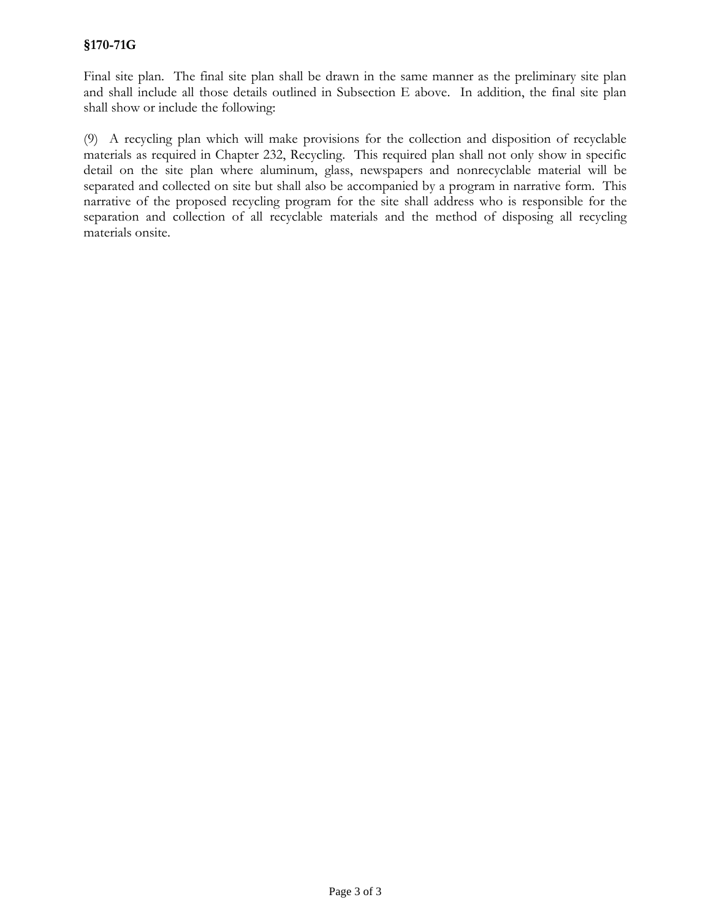**§170-71G**

Final site plan. The final site plan shall be drawn in the same manner as the preliminary site plan and shall include all those details outlined in Subsection E above. In addition, the final site plan shall show or include the following:

(9) A recycling plan which will make provisions for the collection and disposition of recyclable materials as required in Chapter 232, Recycling. This required plan shall not only show in specific detail on the site plan where aluminum, glass, newspapers and nonrecyclable material will be separated and collected on site but shall also be accompanied by a program in narrative form. This narrative of the proposed recycling program for the site shall address who is responsible for the separation and collection of all recyclable materials and the method of disposing all recycling materials onsite.